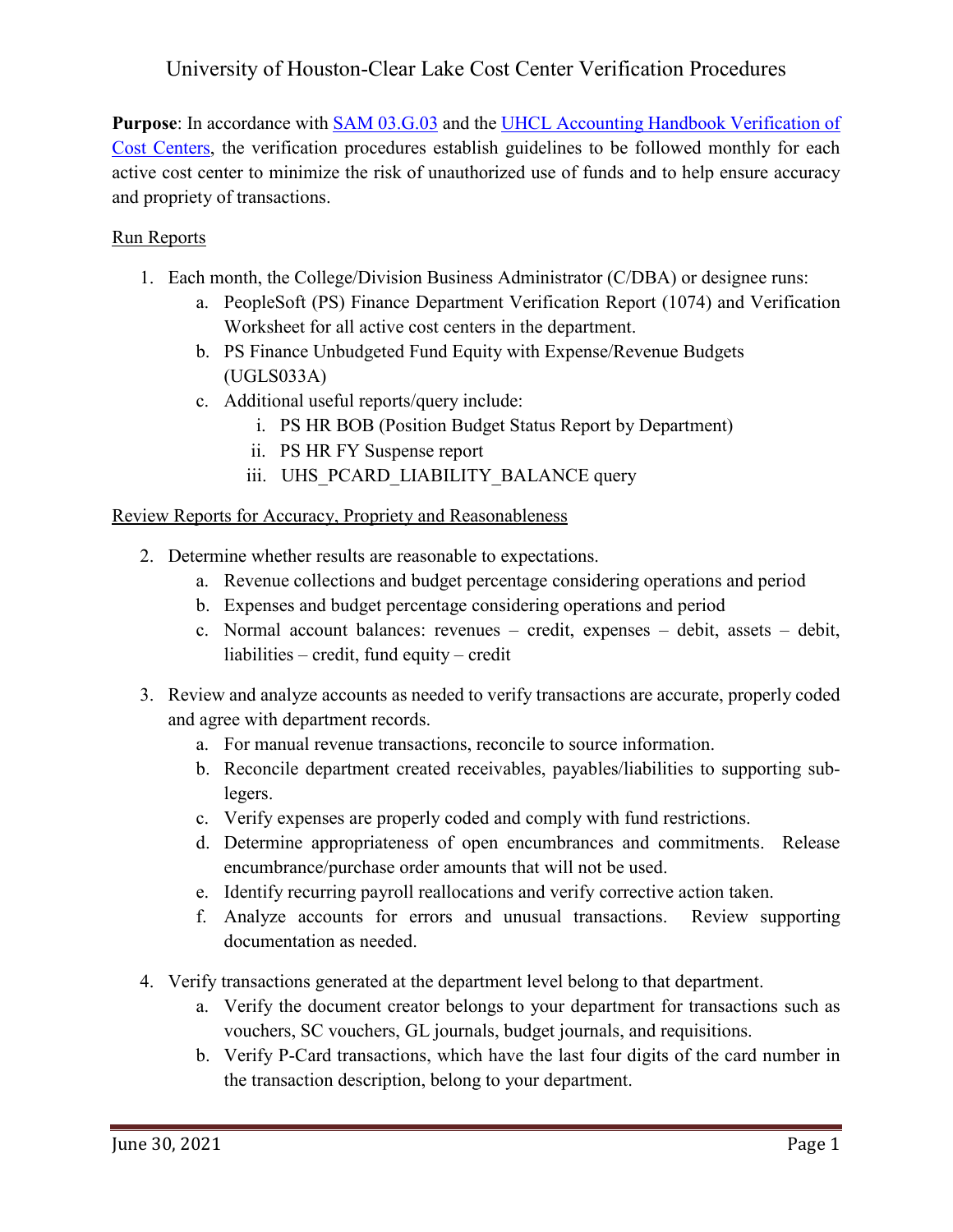# University of Houston-Clear Lake Cost Center Verification Procedures

**Purpose**: In accordance with SAM 03.G.03 and the UHCL Accounting Handbook Verification of Cost Centers, the verification procedures establish guidelines to be followed monthly for each active cost center to minimize the risk of unauthorized use of funds and to help ensure accuracy and propriety of transactions.

Run Reports

1. Each month, the College/Division Business Administrator (C/DBA) or designee runs:
   a. PeopleSoft (PS) Finance Department Verification Report (1074) and Verification Worksheet for all active cost centers in the department.
   b. PS Finance Unbudgeted Fund Equity with Expense/Revenue Budgets (UGLS033A)
   c. Additional useful reports/query include:
      i. PS HR BOB (Position Budget Status Report by Department)
      ii. PS HR FY Suspense report
      iii. UHS_PCARD_LIABILITY_BALANCE query

Review Reports for Accuracy, Propriety and Reasonableness

2. Determine whether results are reasonable to expectations.
   a. Revenue collections and budget percentage considering operations and period
   b. Expenses and budget percentage considering operations and period
   c. Normal account balances: revenues – credit, expenses – debit, assets – debit, liabilities – credit, fund equity – credit

3. Review and analyze accounts as needed to verify transactions are accurate, properly coded and agree with department records.
   a. For manual revenue transactions, reconcile to source information.
   b. Reconcile department created receivables, payables/liabilities to supporting sub-legers.
   c. Verify expenses are properly coded and comply with fund restrictions.
   d. Determine appropriateness of open encumbrances and commitments. Release encumbrance/purchase order amounts that will not be used.
   e. Identify recurring payroll reallocations and verify corrective action taken.
   f. Analyze accounts for errors and unusual transactions. Review supporting documentation as needed.

4. Verify transactions generated at the department level belong to that department.
   a. Verify the document creator belongs to your department for transactions such as vouchers, SC vouchers, GL journals, budget journals, and requisitions.
   b. Verify P-Card transactions, which have the last four digits of the card number in the transaction description, belong to your department.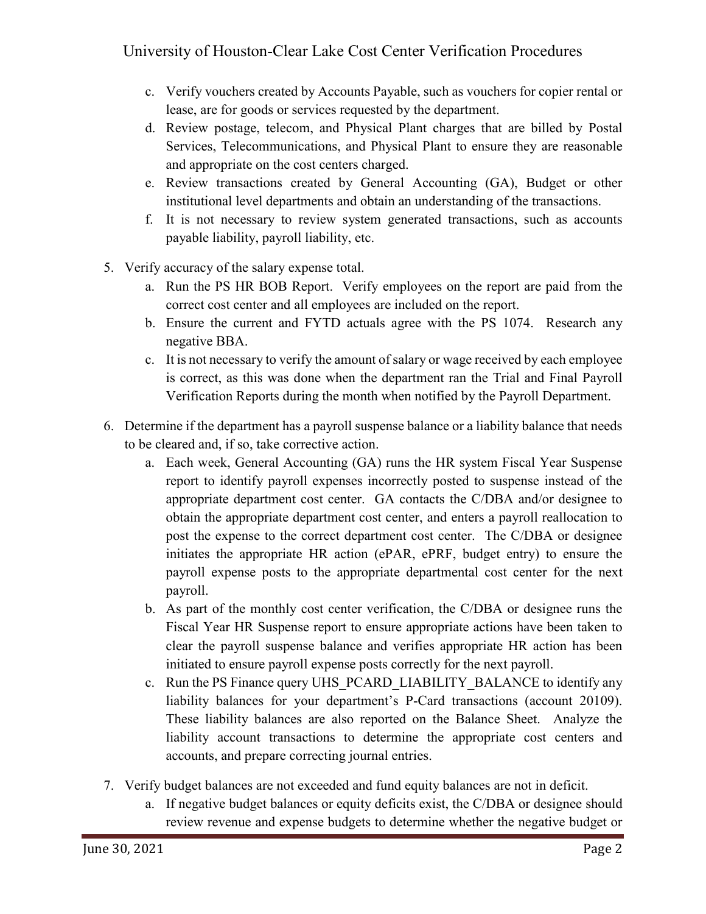c. Verify vouchers created by Accounts Payable, such as vouchers for copier rental or lease, are for goods or services requested by the department.
   d. Review postage, telecom, and Physical Plant charges that are billed by Postal Services, Telecommunications, and Physical Plant to ensure they are reasonable and appropriate on the cost centers charged.
   e. Review transactions created by General Accounting (GA), Budget or other institutional level departments and obtain an understanding of the transactions.
   f. It is not necessary to review system generated transactions, such as accounts payable liability, payroll liability, etc.

5. Verify accuracy of the salary expense total.
   a. Run the PS HR BOB Report. Verify employees on the report are paid from the correct cost center and all employees are included on the report.
   b. Ensure the current and FYTD actuals agree with the PS 1074. Research any negative BBA.
   c. It is not necessary to verify the amount of salary or wage received by each employee is correct, as this was done when the department ran the Trial and Final Payroll Verification Reports during the month when notified by the Payroll Department.

6. Determine if the department has a payroll suspense balance or a liability balance that needs to be cleared and, if so, take corrective action.
   a. Each week, General Accounting (GA) runs the HR system Fiscal Year Suspense report to identify payroll expenses incorrectly posted to suspense instead of the appropriate department cost center. GA contacts the C/DBA and/or designee to obtain the appropriate department cost center, and enters a payroll reallocation to post the expense to the correct department cost center. The C/DBA or designee initiates the appropriate HR action (ePAR, ePRF, budget entry) to ensure the payroll expense posts to the appropriate departmental cost center for the next payroll.
   b. As part of the monthly cost center verification, the C/DBA or designee runs the Fiscal Year HR Suspense report to ensure appropriate actions have been taken to clear the payroll suspense balance and verifies appropriate HR action has been initiated to ensure payroll expense posts correctly for the next payroll.
   c. Run the PS Finance query UHS_PCARD_LIABILITY_BALANCE to identify any liability balances for your department's P-Card transactions (account 20109). These liability balances are also reported on the Balance Sheet. Analyze the liability account transactions to determine the appropriate cost centers and accounts, and prepare correcting journal entries.

7. Verify budget balances are not exceeded and fund equity balances are not in deficit.
   a. If negative budget balances or equity deficits exist, the C/DBA or designee should review revenue and expense budgets to determine whether the negative budget or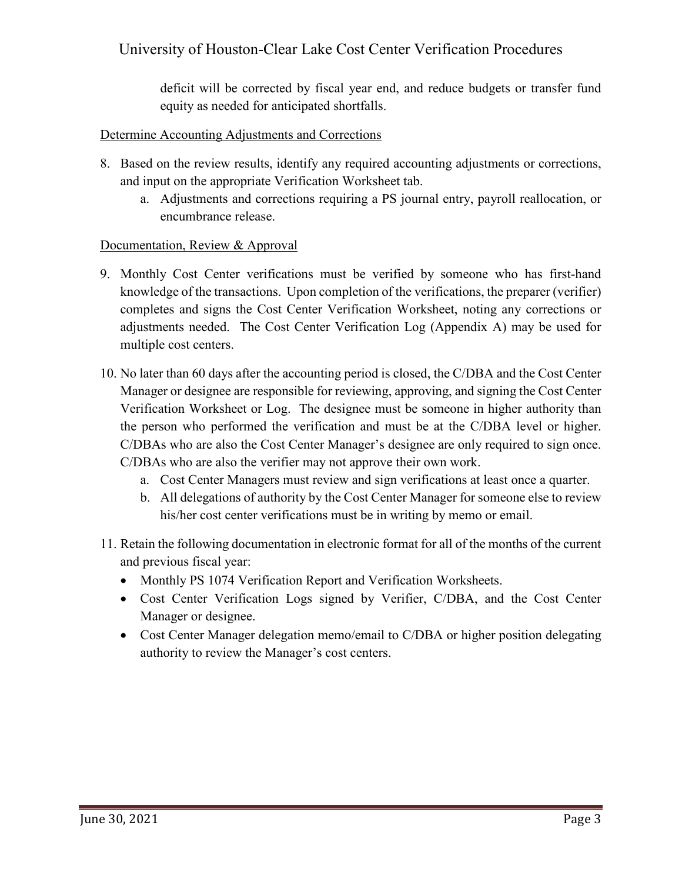deficit will be corrected by fiscal year end, and reduce budgets or transfer fund equity as needed for anticipated shortfalls.

Determine Accounting Adjustments and Corrections

8. Based on the review results, identify any required accounting adjustments or corrections, and input on the appropriate Verification Worksheet tab.
   a. Adjustments and corrections requiring a PS journal entry, payroll reallocation, or encumbrance release.

Documentation, Review & Approval

9. Monthly Cost Center verifications must be verified by someone who has first-hand knowledge of the transactions. Upon completion of the verifications, the preparer (verifier) completes and signs the Cost Center Verification Worksheet, noting any corrections or adjustments needed. The Cost Center Verification Log (Appendix A) may be used for multiple cost centers.

10. No later than 60 days after the accounting period is closed, the C/DBA and the Cost Center Manager or designee are responsible for reviewing, approving, and signing the Cost Center Verification Worksheet or Log. The designee must be someone in higher authority than the person who performed the verification and must be at the C/DBA level or higher. C/DBAs who are also the Cost Center Manager's designee are only required to sign once. C/DBAs who are also the verifier may not approve their own work.
    a. Cost Center Managers must review and sign verifications at least once a quarter.
    b. All delegations of authority by the Cost Center Manager for someone else to review his/her cost center verifications must be in writing by memo or email.

11. Retain the following documentation in electronic format for all of the months of the current and previous fiscal year:
    - Monthly PS 1074 Verification Report and Verification Worksheets.
    - Cost Center Verification Logs signed by Verifier, C/DBA, and the Cost Center Manager or designee.
    - Cost Center Manager delegation memo/email to C/DBA or higher position delegating authority to review the Manager's cost centers.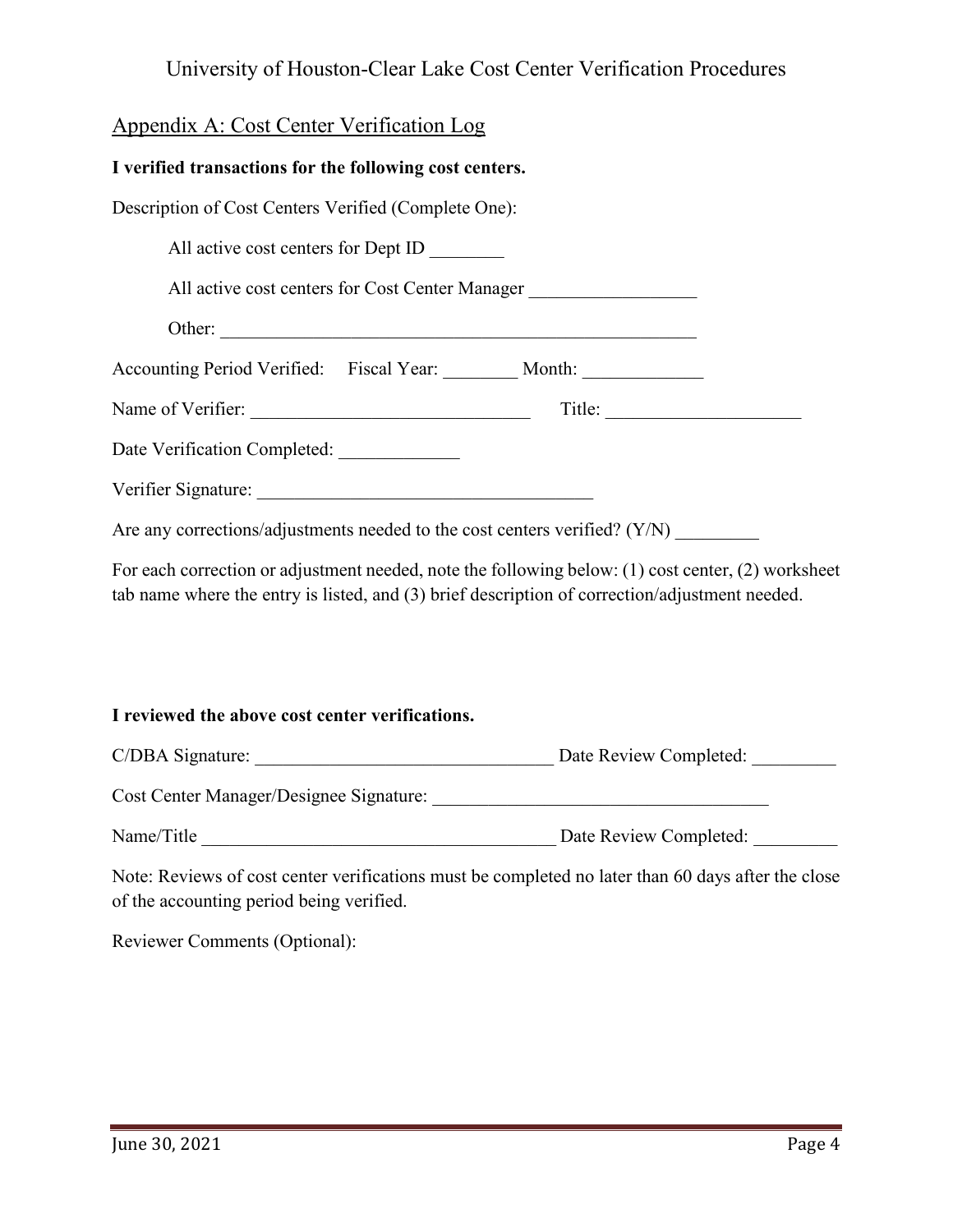## Appendix A: Cost Center Verification Log

**I verified transactions for the following cost centers.**

Description of Cost Centers Verified (Complete One):

All active cost centers for Dept ID ________

All active cost centers for Cost Center Manager __________________

Other: ____________________________________________________

Accounting Period Verified: Fiscal Year: ________ Month: _____________

Name of Verifier: ______________________________ Title: _____________________

Date Verification Completed: _____________

Verifier Signature: ____________________________________

Are any corrections/adjustments needed to the cost centers verified? (Y/N) _________

For each correction or adjustment needed, note the following below: (1) cost center, (2) worksheet tab name where the entry is listed, and (3) brief description of correction/adjustment needed.

**I reviewed the above cost center verifications.**

C/DBA Signature: ________________________________ Date Review Completed: _________

Cost Center Manager/Designee Signature: ____________________________________

Name/Title ______________________________________ Date Review Completed: _________

Note: Reviews of cost center verifications must be completed no later than 60 days after the close of the accounting period being verified.

Reviewer Comments (Optional):